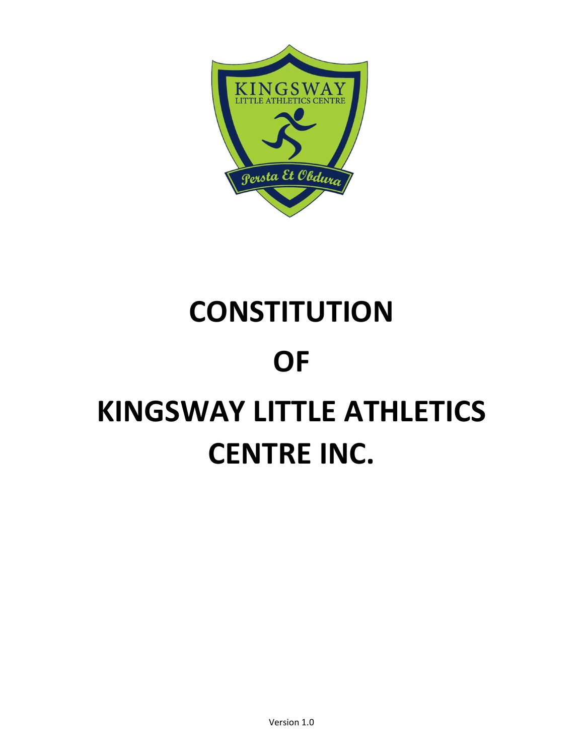# CONSTITUTION

# OF

# KINGSWAY LITTLE ATHLETICS CENTRE INC.

Version 1.0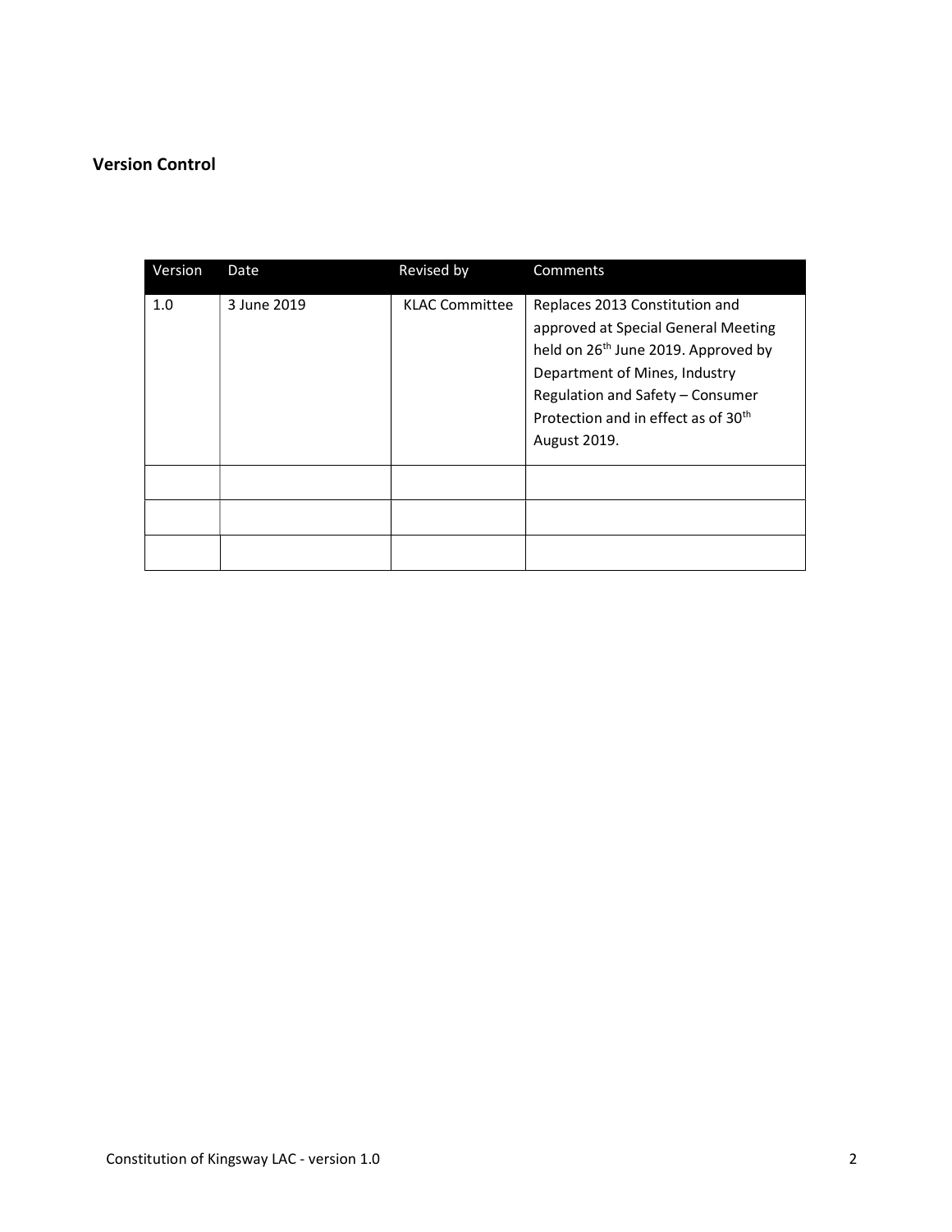**Version Control**

| Version | Date | Revised by | Comments |
| --- | --- | --- | --- |
| 1.0 | 3 June 2019 | KLAC Committee | Replaces 2013 Constitution and approved at Special General Meeting held on 26th June 2019. Approved by Department of Mines, Industry Regulation and Safety – Consumer Protection and in effect as of 30th August 2019. |
| | | | |
| | | | |
| | | | |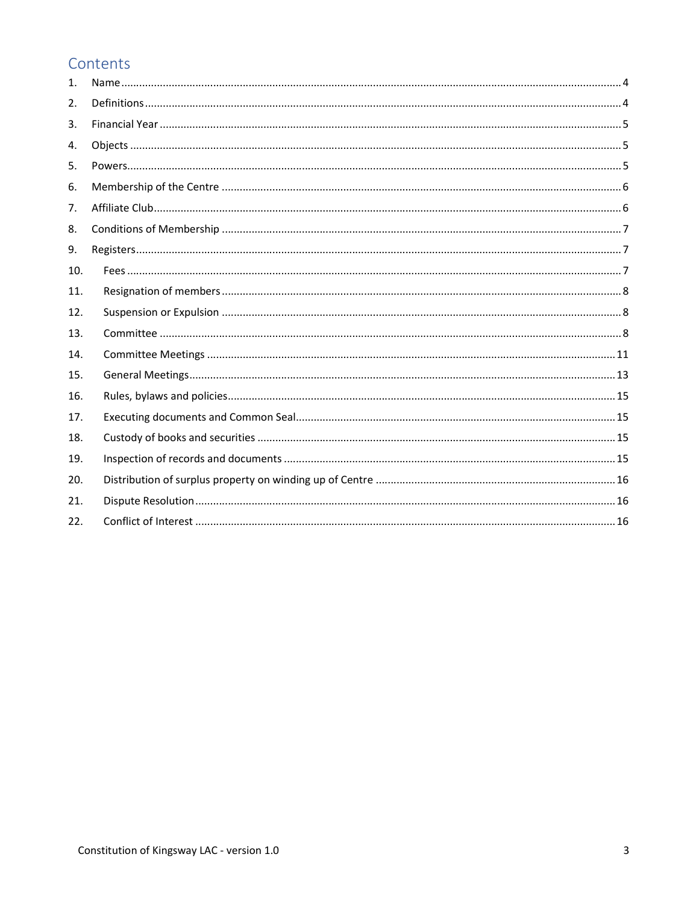## Contents

1. Name ........................................................................................................................................................ 4
2. Definitions ............................................................................................................................................... 4
3. Financial Year .......................................................................................................................................... 5
4. Objects .................................................................................................................................................... 5
5. Powers ..................................................................................................................................................... 5
6. Membership of the Centre ...................................................................................................................... 6
7. Affiliate Club ............................................................................................................................................ 6
8. Conditions of Membership ...................................................................................................................... 7
9. Registers .................................................................................................................................................. 7
10. Fees ..................................................................................................................................................... 7
11. Resignation of members ..................................................................................................................... 8
12. Suspension or Expulsion ..................................................................................................................... 8
13. Committee .......................................................................................................................................... 8
14. Committee Meetings ......................................................................................................................... 11
15. General Meetings .............................................................................................................................. 13
16. Rules, bylaws and policies ................................................................................................................. 15
17. Executing documents and Common Seal ........................................................................................... 15
18. Custody of books and securities ........................................................................................................ 15
19. Inspection of records and documents ............................................................................................... 15
20. Distribution of surplus property on winding up of Centre ................................................................ 16
21. Dispute Resolution ............................................................................................................................ 16
22. Conflict of Interest ............................................................................................................................ 16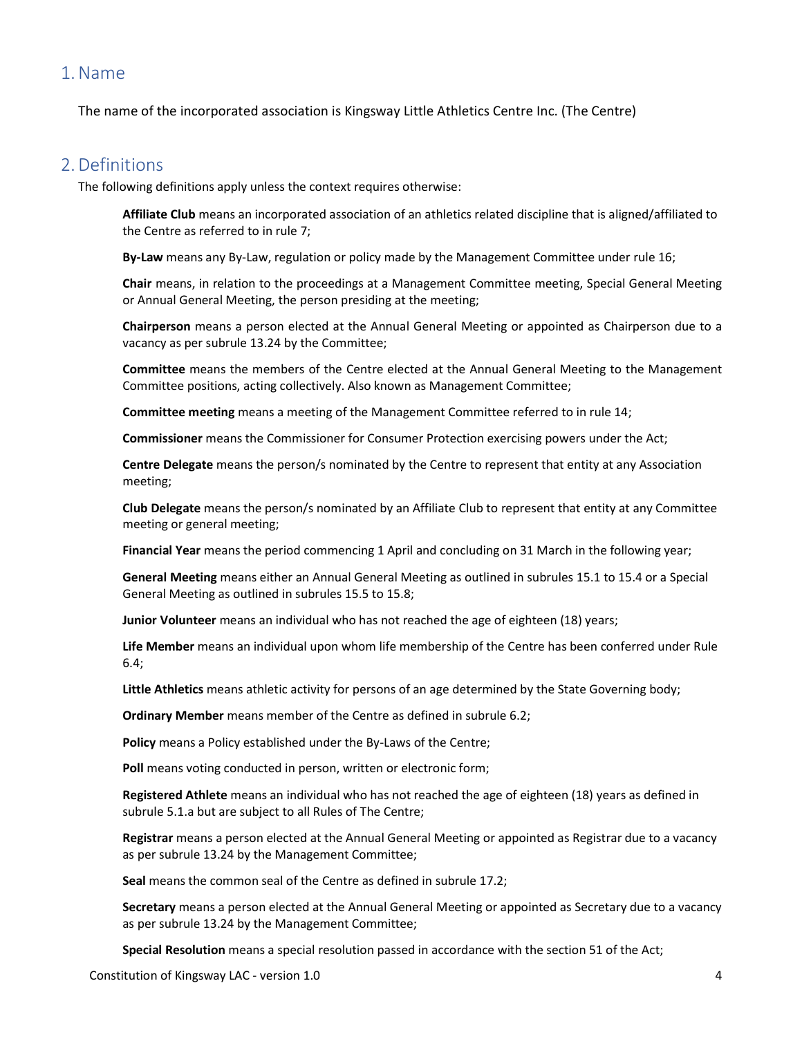## 1. Name

The name of the incorporated association is Kingsway Little Athletics Centre Inc. (The Centre)

## 2. Definitions

The following definitions apply unless the context requires otherwise:

**Affiliate Club** means an incorporated association of an athletics related discipline that is aligned/affiliated to the Centre as referred to in rule 7;

**By-Law** means any By-Law, regulation or policy made by the Management Committee under rule 16;

**Chair** means, in relation to the proceedings at a Management Committee meeting, Special General Meeting or Annual General Meeting, the person presiding at the meeting;

**Chairperson** means a person elected at the Annual General Meeting or appointed as Chairperson due to a vacancy as per subrule 13.24 by the Committee;

**Committee** means the members of the Centre elected at the Annual General Meeting to the Management Committee positions, acting collectively. Also known as Management Committee;

**Committee meeting** means a meeting of the Management Committee referred to in rule 14;

**Commissioner** means the Commissioner for Consumer Protection exercising powers under the Act;

**Centre Delegate** means the person/s nominated by the Centre to represent that entity at any Association meeting;

**Club Delegate** means the person/s nominated by an Affiliate Club to represent that entity at any Committee meeting or general meeting;

**Financial Year** means the period commencing 1 April and concluding on 31 March in the following year;

**General Meeting** means either an Annual General Meeting as outlined in subrules 15.1 to 15.4 or a Special General Meeting as outlined in subrules 15.5 to 15.8;

**Junior Volunteer** means an individual who has not reached the age of eighteen (18) years;

**Life Member** means an individual upon whom life membership of the Centre has been conferred under Rule 6.4;

**Little Athletics** means athletic activity for persons of an age determined by the State Governing body;

**Ordinary Member** means member of the Centre as defined in subrule 6.2;

**Policy** means a Policy established under the By-Laws of the Centre;

**Poll** means voting conducted in person, written or electronic form;

**Registered Athlete** means an individual who has not reached the age of eighteen (18) years as defined in subrule 5.1.a but are subject to all Rules of The Centre;

**Registrar** means a person elected at the Annual General Meeting or appointed as Registrar due to a vacancy as per subrule 13.24 by the Management Committee;

**Seal** means the common seal of the Centre as defined in subrule 17.2;

**Secretary** means a person elected at the Annual General Meeting or appointed as Secretary due to a vacancy as per subrule 13.24 by the Management Committee;

**Special Resolution** means a special resolution passed in accordance with the section 51 of the Act;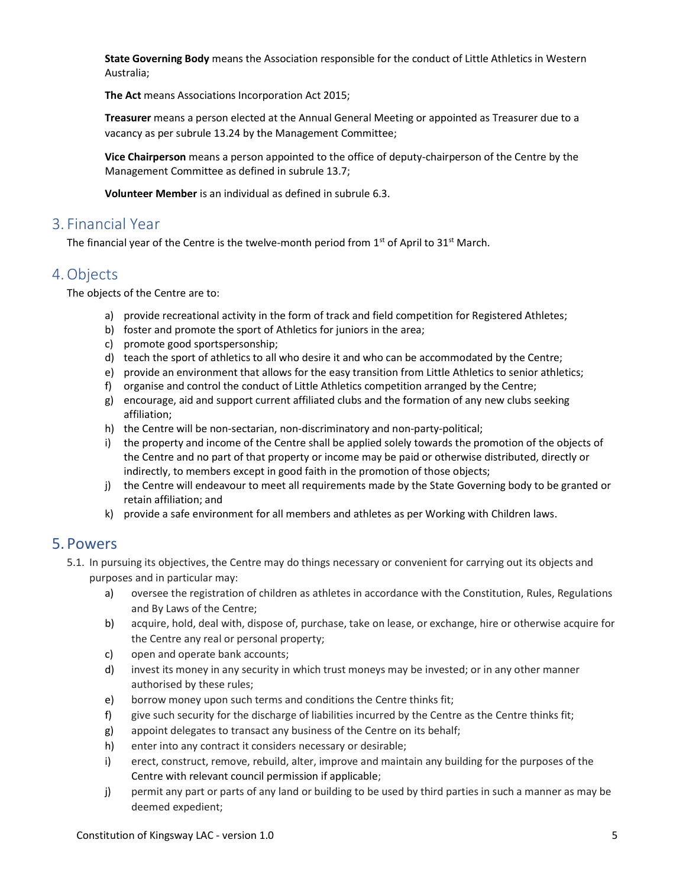**State Governing Body** means the Association responsible for the conduct of Little Athletics in Western Australia;

**The Act** means Associations Incorporation Act 2015;

**Treasurer** means a person elected at the Annual General Meeting or appointed as Treasurer due to a vacancy as per subrule 13.24 by the Management Committee;

**Vice Chairperson** means a person appointed to the office of deputy-chairperson of the Centre by the Management Committee as defined in subrule 13.7;

**Volunteer Member** is an individual as defined in subrule 6.3.

## 3. Financial Year

The financial year of the Centre is the twelve-month period from 1st of April to 31st March.

## 4. Objects

The objects of the Centre are to:

a) provide recreational activity in the form of track and field competition for Registered Athletes;
b) foster and promote the sport of Athletics for juniors in the area;
c) promote good sportspersonship;
d) teach the sport of athletics to all who desire it and who can be accommodated by the Centre;
e) provide an environment that allows for the easy transition from Little Athletics to senior athletics;
f) organise and control the conduct of Little Athletics competition arranged by the Centre;
g) encourage, aid and support current affiliated clubs and the formation of any new clubs seeking affiliation;
h) the Centre will be non-sectarian, non-discriminatory and non-party-political;
i) the property and income of the Centre shall be applied solely towards the promotion of the objects of the Centre and no part of that property or income may be paid or otherwise distributed, directly or indirectly, to members except in good faith in the promotion of those objects;
j) the Centre will endeavour to meet all requirements made by the State Governing body to be granted or retain affiliation; and
k) provide a safe environment for all members and athletes as per Working with Children laws.

## 5. Powers

5.1. In pursuing its objectives, the Centre may do things necessary or convenient for carrying out its objects and purposes and in particular may:

a) oversee the registration of children as athletes in accordance with the Constitution, Rules, Regulations and By Laws of the Centre;
b) acquire, hold, deal with, dispose of, purchase, take on lease, or exchange, hire or otherwise acquire for the Centre any real or personal property;
c) open and operate bank accounts;
d) invest its money in any security in which trust moneys may be invested; or in any other manner authorised by these rules;
e) borrow money upon such terms and conditions the Centre thinks fit;
f) give such security for the discharge of liabilities incurred by the Centre as the Centre thinks fit;
g) appoint delegates to transact any business of the Centre on its behalf;
h) enter into any contract it considers necessary or desirable;
i) erect, construct, remove, rebuild, alter, improve and maintain any building for the purposes of the Centre with relevant council permission if applicable;
j) permit any part or parts of any land or building to be used by third parties in such a manner as may be deemed expedient;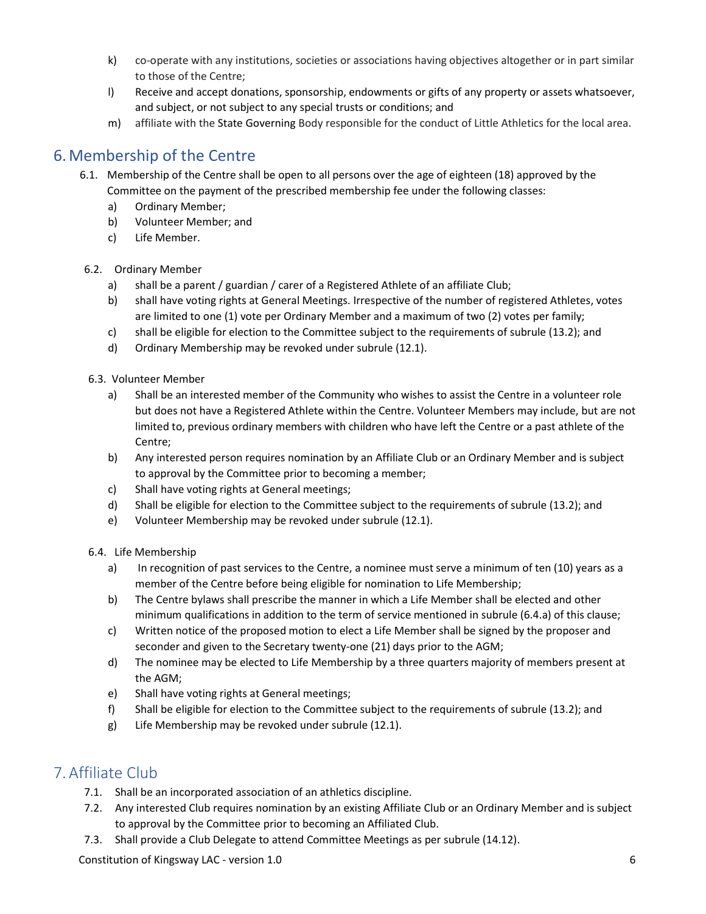k) co-operate with any institutions, societies or associations having objectives altogether or in part similar to those of the Centre;

l) Receive and accept donations, sponsorship, endowments or gifts of any property or assets whatsoever, and subject, or not subject to any special trusts or conditions; and

m) affiliate with the State Governing Body responsible for the conduct of Little Athletics for the local area.

# 6. Membership of the Centre

6.1. Membership of the Centre shall be open to all persons over the age of eighteen (18) approved by the Committee on the payment of the prescribed membership fee under the following classes:

a) Ordinary Member;
b) Volunteer Member; and
c) Life Member.

6.2. Ordinary Member

a) shall be a parent / guardian / carer of a Registered Athlete of an affiliate Club;
b) shall have voting rights at General Meetings. Irrespective of the number of registered Athletes, votes are limited to one (1) vote per Ordinary Member and a maximum of two (2) votes per family;
c) shall be eligible for election to the Committee subject to the requirements of subrule (13.2); and
d) Ordinary Membership may be revoked under subrule (12.1).

6.3. Volunteer Member

a) Shall be an interested member of the Community who wishes to assist the Centre in a volunteer role but does not have a Registered Athlete within the Centre. Volunteer Members may include, but are not limited to, previous ordinary members with children who have left the Centre or a past athlete of the Centre;
b) Any interested person requires nomination by an Affiliate Club or an Ordinary Member and is subject to approval by the Committee prior to becoming a member;
c) Shall have voting rights at General meetings;
d) Shall be eligible for election to the Committee subject to the requirements of subrule (13.2); and
e) Volunteer Membership may be revoked under subrule (12.1).

6.4. Life Membership

a) In recognition of past services to the Centre, a nominee must serve a minimum of ten (10) years as a member of the Centre before being eligible for nomination to Life Membership;
b) The Centre bylaws shall prescribe the manner in which a Life Member shall be elected and other minimum qualifications in addition to the term of service mentioned in subrule (6.4.a) of this clause;
c) Written notice of the proposed motion to elect a Life Member shall be signed by the proposer and seconder and given to the Secretary twenty-one (21) days prior to the AGM;
d) The nominee may be elected to Life Membership by a three quarters majority of members present at the AGM;
e) Shall have voting rights at General meetings;
f) Shall be eligible for election to the Committee subject to the requirements of subrule (13.2); and
g) Life Membership may be revoked under subrule (12.1).

# 7. Affiliate Club

7.1. Shall be an incorporated association of an athletics discipline.

7.2. Any interested Club requires nomination by an existing Affiliate Club or an Ordinary Member and is subject to approval by the Committee prior to becoming an Affiliated Club.

7.3. Shall provide a Club Delegate to attend Committee Meetings as per subrule (14.12).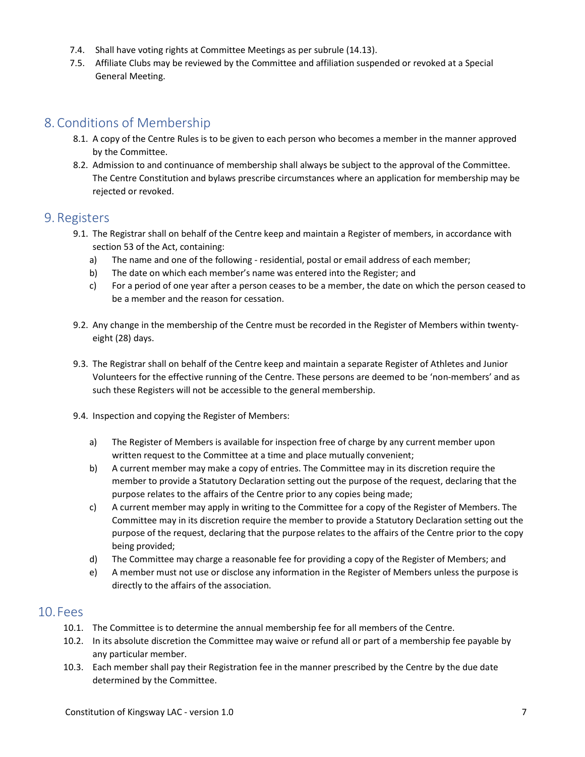7.4. Shall have voting rights at Committee Meetings as per subrule (14.13).

7.5. Affiliate Clubs may be reviewed by the Committee and affiliation suspended or revoked at a Special General Meeting.

## 8. Conditions of Membership

8.1. A copy of the Centre Rules is to be given to each person who becomes a member in the manner approved by the Committee.

8.2. Admission to and continuance of membership shall always be subject to the approval of the Committee. The Centre Constitution and bylaws prescribe circumstances where an application for membership may be rejected or revoked.

## 9. Registers

9.1. The Registrar shall on behalf of the Centre keep and maintain a Register of members, in accordance with section 53 of the Act, containing:

a) The name and one of the following - residential, postal or email address of each member;

b) The date on which each member's name was entered into the Register; and

c) For a period of one year after a person ceases to be a member, the date on which the person ceased to be a member and the reason for cessation.

9.2. Any change in the membership of the Centre must be recorded in the Register of Members within twenty-eight (28) days.

9.3. The Registrar shall on behalf of the Centre keep and maintain a separate Register of Athletes and Junior Volunteers for the effective running of the Centre. These persons are deemed to be 'non-members' and as such these Registers will not be accessible to the general membership.

9.4. Inspection and copying the Register of Members:

a) The Register of Members is available for inspection free of charge by any current member upon written request to the Committee at a time and place mutually convenient;

b) A current member may make a copy of entries. The Committee may in its discretion require the member to provide a Statutory Declaration setting out the purpose of the request, declaring that the purpose relates to the affairs of the Centre prior to any copies being made;

c) A current member may apply in writing to the Committee for a copy of the Register of Members. The Committee may in its discretion require the member to provide a Statutory Declaration setting out the purpose of the request, declaring that the purpose relates to the affairs of the Centre prior to the copy being provided;

d) The Committee may charge a reasonable fee for providing a copy of the Register of Members; and

e) A member must not use or disclose any information in the Register of Members unless the purpose is directly to the affairs of the association.

## 10. Fees

10.1. The Committee is to determine the annual membership fee for all members of the Centre.

10.2. In its absolute discretion the Committee may waive or refund all or part of a membership fee payable by any particular member.

10.3. Each member shall pay their Registration fee in the manner prescribed by the Centre by the due date determined by the Committee.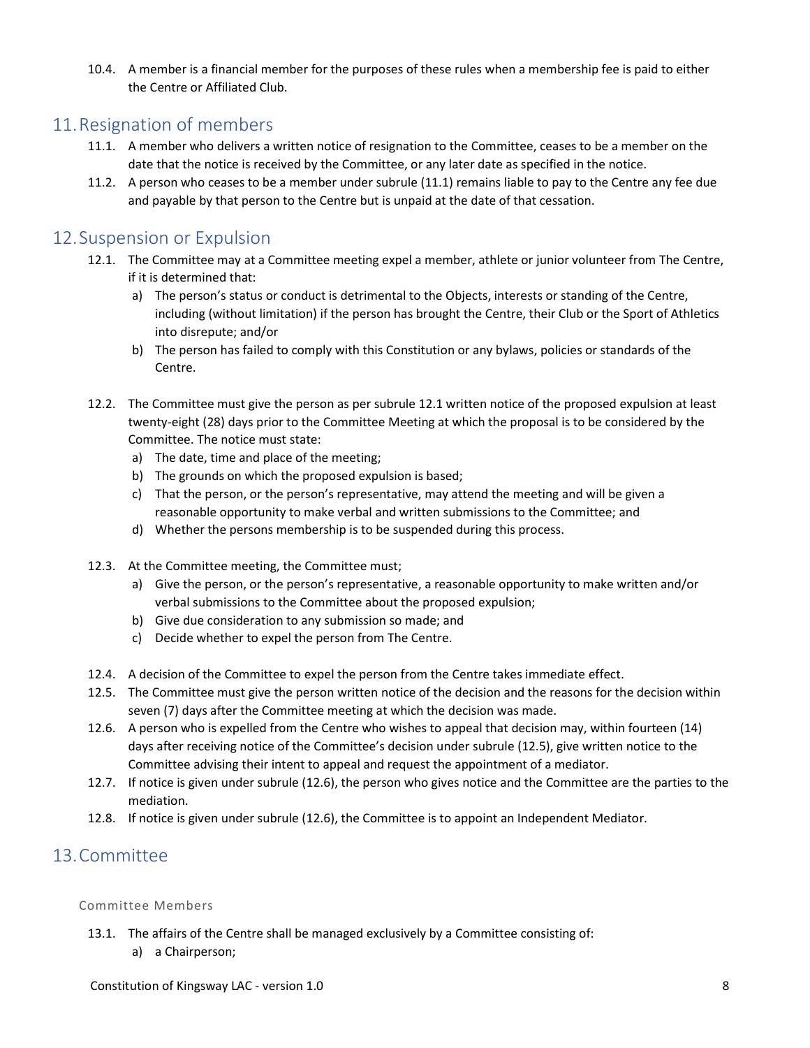10.4. A member is a financial member for the purposes of these rules when a membership fee is paid to either the Centre or Affiliated Club.

## 11. Resignation of members

11.1. A member who delivers a written notice of resignation to the Committee, ceases to be a member on the date that the notice is received by the Committee, or any later date as specified in the notice.

11.2. A person who ceases to be a member under subrule (11.1) remains liable to pay to the Centre any fee due and payable by that person to the Centre but is unpaid at the date of that cessation.

## 12. Suspension or Expulsion

12.1. The Committee may at a Committee meeting expel a member, athlete or junior volunteer from The Centre, if it is determined that:

a) The person's status or conduct is detrimental to the Objects, interests or standing of the Centre, including (without limitation) if the person has brought the Centre, their Club or the Sport of Athletics into disrepute; and/or

b) The person has failed to comply with this Constitution or any bylaws, policies or standards of the Centre.

12.2. The Committee must give the person as per subrule 12.1 written notice of the proposed expulsion at least twenty-eight (28) days prior to the Committee Meeting at which the proposal is to be considered by the Committee. The notice must state:

a) The date, time and place of the meeting;

b) The grounds on which the proposed expulsion is based;

c) That the person, or the person's representative, may attend the meeting and will be given a reasonable opportunity to make verbal and written submissions to the Committee; and

d) Whether the persons membership is to be suspended during this process.

12.3. At the Committee meeting, the Committee must;

a) Give the person, or the person's representative, a reasonable opportunity to make written and/or verbal submissions to the Committee about the proposed expulsion;

b) Give due consideration to any submission so made; and

c) Decide whether to expel the person from The Centre.

12.4. A decision of the Committee to expel the person from the Centre takes immediate effect.

12.5. The Committee must give the person written notice of the decision and the reasons for the decision within seven (7) days after the Committee meeting at which the decision was made.

12.6. A person who is expelled from the Centre who wishes to appeal that decision may, within fourteen (14) days after receiving notice of the Committee's decision under subrule (12.5), give written notice to the Committee advising their intent to appeal and request the appointment of a mediator.

12.7. If notice is given under subrule (12.6), the person who gives notice and the Committee are the parties to the mediation.

12.8. If notice is given under subrule (12.6), the Committee is to appoint an Independent Mediator.

## 13. Committee

### Committee Members

13.1. The affairs of the Centre shall be managed exclusively by a Committee consisting of:

a) a Chairperson;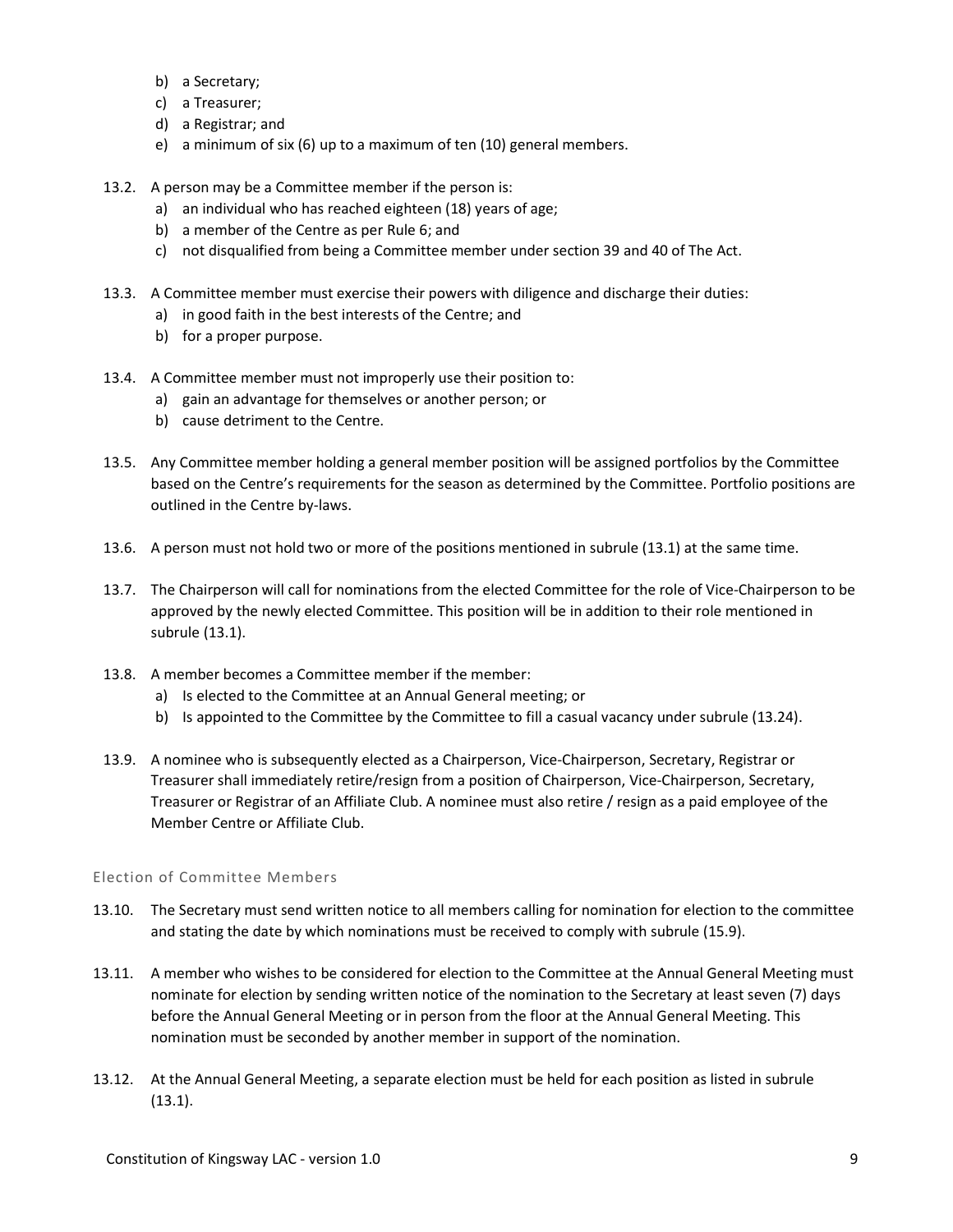b) a Secretary;
c) a Treasurer;
d) a Registrar; and
e) a minimum of six (6) up to a maximum of ten (10) general members.

13.2. A person may be a Committee member if the person is:
a) an individual who has reached eighteen (18) years of age;
b) a member of the Centre as per Rule 6; and
c) not disqualified from being a Committee member under section 39 and 40 of The Act.

13.3. A Committee member must exercise their powers with diligence and discharge their duties:
a) in good faith in the best interests of the Centre; and
b) for a proper purpose.

13.4. A Committee member must not improperly use their position to:
a) gain an advantage for themselves or another person; or
b) cause detriment to the Centre.

13.5. Any Committee member holding a general member position will be assigned portfolios by the Committee based on the Centre's requirements for the season as determined by the Committee. Portfolio positions are outlined in the Centre by-laws.

13.6. A person must not hold two or more of the positions mentioned in subrule (13.1) at the same time.

13.7. The Chairperson will call for nominations from the elected Committee for the role of Vice-Chairperson to be approved by the newly elected Committee. This position will be in addition to their role mentioned in subrule (13.1).

13.8. A member becomes a Committee member if the member:
a) Is elected to the Committee at an Annual General meeting; or
b) Is appointed to the Committee by the Committee to fill a casual vacancy under subrule (13.24).

13.9. A nominee who is subsequently elected as a Chairperson, Vice-Chairperson, Secretary, Registrar or Treasurer shall immediately retire/resign from a position of Chairperson, Vice-Chairperson, Secretary, Treasurer or Registrar of an Affiliate Club. A nominee must also retire / resign as a paid employee of the Member Centre or Affiliate Club.

### Election of Committee Members

13.10. The Secretary must send written notice to all members calling for nomination for election to the committee and stating the date by which nominations must be received to comply with subrule (15.9).

13.11. A member who wishes to be considered for election to the Committee at the Annual General Meeting must nominate for election by sending written notice of the nomination to the Secretary at least seven (7) days before the Annual General Meeting or in person from the floor at the Annual General Meeting. This nomination must be seconded by another member in support of the nomination.

13.12. At the Annual General Meeting, a separate election must be held for each position as listed in subrule (13.1).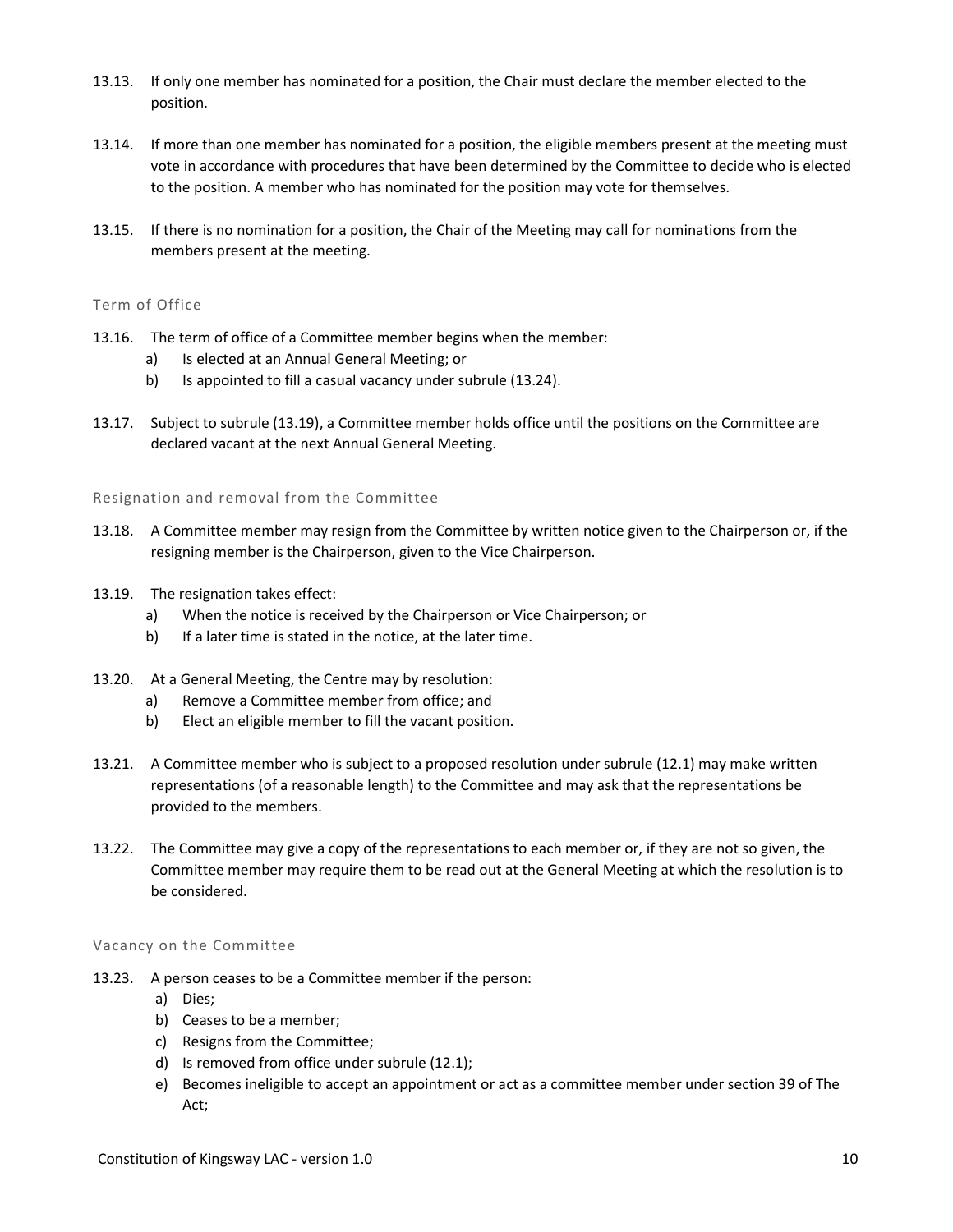13.13. If only one member has nominated for a position, the Chair must declare the member elected to the position.

13.14. If more than one member has nominated for a position, the eligible members present at the meeting must vote in accordance with procedures that have been determined by the Committee to decide who is elected to the position. A member who has nominated for the position may vote for themselves.

13.15. If there is no nomination for a position, the Chair of the Meeting may call for nominations from the members present at the meeting.

### Term of Office

13.16. The term of office of a Committee member begins when the member:
  a) Is elected at an Annual General Meeting; or
  b) Is appointed to fill a casual vacancy under subrule (13.24).

13.17. Subject to subrule (13.19), a Committee member holds office until the positions on the Committee are declared vacant at the next Annual General Meeting.

### Resignation and removal from the Committee

13.18. A Committee member may resign from the Committee by written notice given to the Chairperson or, if the resigning member is the Chairperson, given to the Vice Chairperson.

13.19. The resignation takes effect:
  a) When the notice is received by the Chairperson or Vice Chairperson; or
  b) If a later time is stated in the notice, at the later time.

13.20. At a General Meeting, the Centre may by resolution:
  a) Remove a Committee member from office; and
  b) Elect an eligible member to fill the vacant position.

13.21. A Committee member who is subject to a proposed resolution under subrule (12.1) may make written representations (of a reasonable length) to the Committee and may ask that the representations be provided to the members.

13.22. The Committee may give a copy of the representations to each member or, if they are not so given, the Committee member may require them to be read out at the General Meeting at which the resolution is to be considered.

### Vacancy on the Committee

13.23. A person ceases to be a Committee member if the person:
  a) Dies;
  b) Ceases to be a member;
  c) Resigns from the Committee;
  d) Is removed from office under subrule (12.1);
  e) Becomes ineligible to accept an appointment or act as a committee member under section 39 of The Act;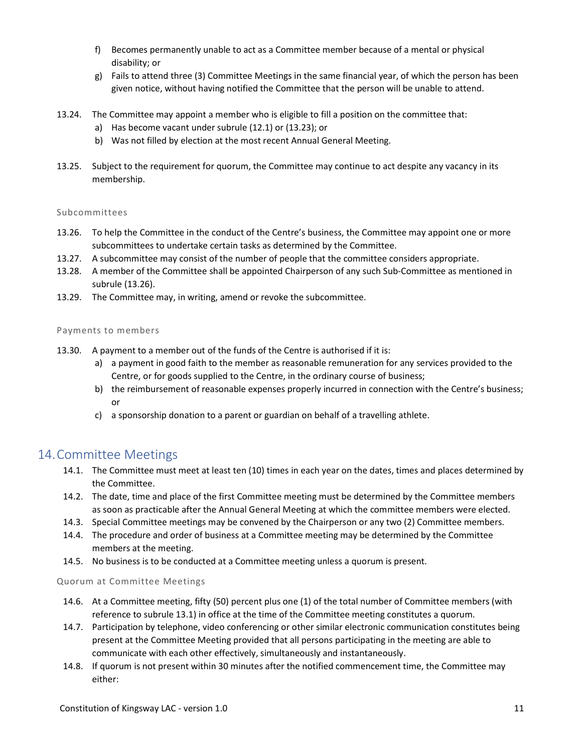f) Becomes permanently unable to act as a Committee member because of a mental or physical disability; or
g) Fails to attend three (3) Committee Meetings in the same financial year, of which the person has been given notice, without having notified the Committee that the person will be unable to attend.

13.24. The Committee may appoint a member who is eligible to fill a position on the committee that:
a) Has become vacant under subrule (12.1) or (13.23); or
b) Was not filled by election at the most recent Annual General Meeting.

13.25. Subject to the requirement for quorum, the Committee may continue to act despite any vacancy in its membership.

### Subcommittees

13.26. To help the Committee in the conduct of the Centre's business, the Committee may appoint one or more subcommittees to undertake certain tasks as determined by the Committee.
13.27. A subcommittee may consist of the number of people that the committee considers appropriate.
13.28. A member of the Committee shall be appointed Chairperson of any such Sub-Committee as mentioned in subrule (13.26).
13.29. The Committee may, in writing, amend or revoke the subcommittee.

### Payments to members

13.30. A payment to a member out of the funds of the Centre is authorised if it is:
a) a payment in good faith to the member as reasonable remuneration for any services provided to the Centre, or for goods supplied to the Centre, in the ordinary course of business;
b) the reimbursement of reasonable expenses properly incurred in connection with the Centre's business; or
c) a sponsorship donation to a parent or guardian on behalf of a travelling athlete.

## 14. Committee Meetings

14.1. The Committee must meet at least ten (10) times in each year on the dates, times and places determined by the Committee.
14.2. The date, time and place of the first Committee meeting must be determined by the Committee members as soon as practicable after the Annual General Meeting at which the committee members were elected.
14.3. Special Committee meetings may be convened by the Chairperson or any two (2) Committee members.
14.4. The procedure and order of business at a Committee meeting may be determined by the Committee members at the meeting.
14.5. No business is to be conducted at a Committee meeting unless a quorum is present.

### Quorum at Committee Meetings

14.6. At a Committee meeting, fifty (50) percent plus one (1) of the total number of Committee members (with reference to subrule 13.1) in office at the time of the Committee meeting constitutes a quorum.
14.7. Participation by telephone, video conferencing or other similar electronic communication constitutes being present at the Committee Meeting provided that all persons participating in the meeting are able to communicate with each other effectively, simultaneously and instantaneously.
14.8. If quorum is not present within 30 minutes after the notified commencement time, the Committee may either: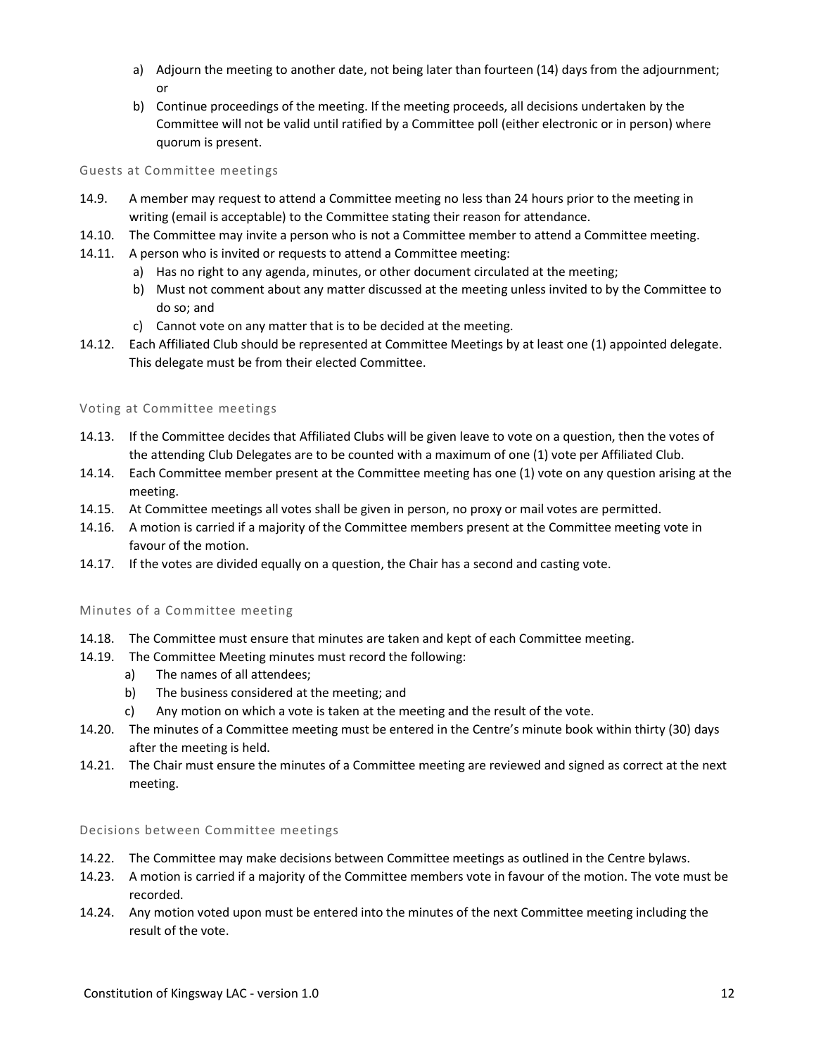a) Adjourn the meeting to another date, not being later than fourteen (14) days from the adjournment; or
b) Continue proceedings of the meeting. If the meeting proceeds, all decisions undertaken by the Committee will not be valid until ratified by a Committee poll (either electronic or in person) where quorum is present.

### Guests at Committee meetings

14.9. A member may request to attend a Committee meeting no less than 24 hours prior to the meeting in writing (email is acceptable) to the Committee stating their reason for attendance.

14.10. The Committee may invite a person who is not a Committee member to attend a Committee meeting.

14.11. A person who is invited or requests to attend a Committee meeting:

a) Has no right to any agenda, minutes, or other document circulated at the meeting;
b) Must not comment about any matter discussed at the meeting unless invited to by the Committee to do so; and
c) Cannot vote on any matter that is to be decided at the meeting.

14.12. Each Affiliated Club should be represented at Committee Meetings by at least one (1) appointed delegate. This delegate must be from their elected Committee.

### Voting at Committee meetings

14.13. If the Committee decides that Affiliated Clubs will be given leave to vote on a question, then the votes of the attending Club Delegates are to be counted with a maximum of one (1) vote per Affiliated Club.

14.14. Each Committee member present at the Committee meeting has one (1) vote on any question arising at the meeting.

14.15. At Committee meetings all votes shall be given in person, no proxy or mail votes are permitted.

14.16. A motion is carried if a majority of the Committee members present at the Committee meeting vote in favour of the motion.

14.17. If the votes are divided equally on a question, the Chair has a second and casting vote.

### Minutes of a Committee meeting

14.18. The Committee must ensure that minutes are taken and kept of each Committee meeting.

14.19. The Committee Meeting minutes must record the following:

a) The names of all attendees;
b) The business considered at the meeting; and
c) Any motion on which a vote is taken at the meeting and the result of the vote.

14.20. The minutes of a Committee meeting must be entered in the Centre's minute book within thirty (30) days after the meeting is held.

14.21. The Chair must ensure the minutes of a Committee meeting are reviewed and signed as correct at the next meeting.

### Decisions between Committee meetings

14.22. The Committee may make decisions between Committee meetings as outlined in the Centre bylaws.

14.23. A motion is carried if a majority of the Committee members vote in favour of the motion. The vote must be recorded.

14.24. Any motion voted upon must be entered into the minutes of the next Committee meeting including the result of the vote.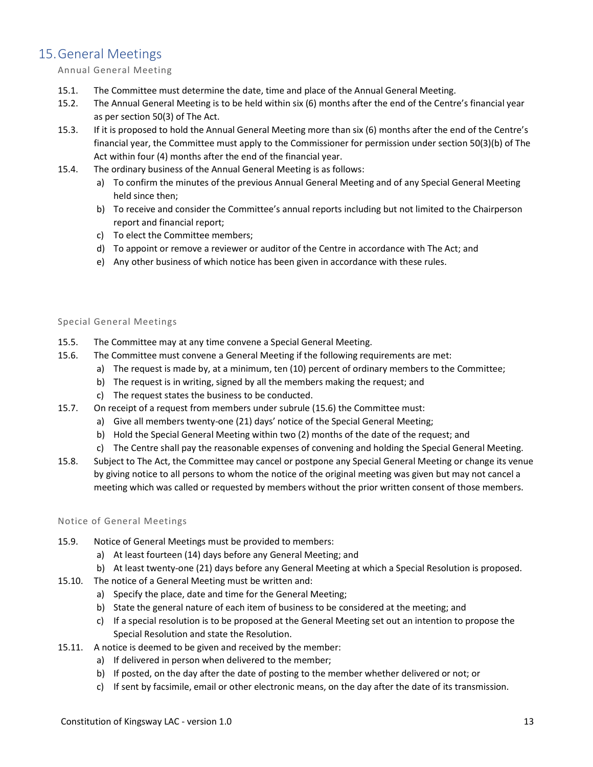# 15. General Meetings

### Annual General Meeting

15.1. The Committee must determine the date, time and place of the Annual General Meeting.

15.2. The Annual General Meeting is to be held within six (6) months after the end of the Centre's financial year as per section 50(3) of The Act.

15.3. If it is proposed to hold the Annual General Meeting more than six (6) months after the end of the Centre's financial year, the Committee must apply to the Commissioner for permission under section 50(3)(b) of The Act within four (4) months after the end of the financial year.

15.4. The ordinary business of the Annual General Meeting is as follows:

- a) To confirm the minutes of the previous Annual General Meeting and of any Special General Meeting held since then;
- b) To receive and consider the Committee's annual reports including but not limited to the Chairperson report and financial report;
- c) To elect the Committee members;
- d) To appoint or remove a reviewer or auditor of the Centre in accordance with The Act; and
- e) Any other business of which notice has been given in accordance with these rules.

### Special General Meetings

15.5. The Committee may at any time convene a Special General Meeting.

15.6. The Committee must convene a General Meeting if the following requirements are met:

- a) The request is made by, at a minimum, ten (10) percent of ordinary members to the Committee;
- b) The request is in writing, signed by all the members making the request; and
- c) The request states the business to be conducted.

15.7. On receipt of a request from members under subrule (15.6) the Committee must:

- a) Give all members twenty-one (21) days' notice of the Special General Meeting;
- b) Hold the Special General Meeting within two (2) months of the date of the request; and
- c) The Centre shall pay the reasonable expenses of convening and holding the Special General Meeting.

15.8. Subject to The Act, the Committee may cancel or postpone any Special General Meeting or change its venue by giving notice to all persons to whom the notice of the original meeting was given but may not cancel a meeting which was called or requested by members without the prior written consent of those members.

### Notice of General Meetings

15.9. Notice of General Meetings must be provided to members:

- a) At least fourteen (14) days before any General Meeting; and
- b) At least twenty-one (21) days before any General Meeting at which a Special Resolution is proposed.

15.10. The notice of a General Meeting must be written and:

- a) Specify the place, date and time for the General Meeting;
- b) State the general nature of each item of business to be considered at the meeting; and
- c) If a special resolution is to be proposed at the General Meeting set out an intention to propose the Special Resolution and state the Resolution.

15.11. A notice is deemed to be given and received by the member:

- a) If delivered in person when delivered to the member;
- b) If posted, on the day after the date of posting to the member whether delivered or not; or
- c) If sent by facsimile, email or other electronic means, on the day after the date of its transmission.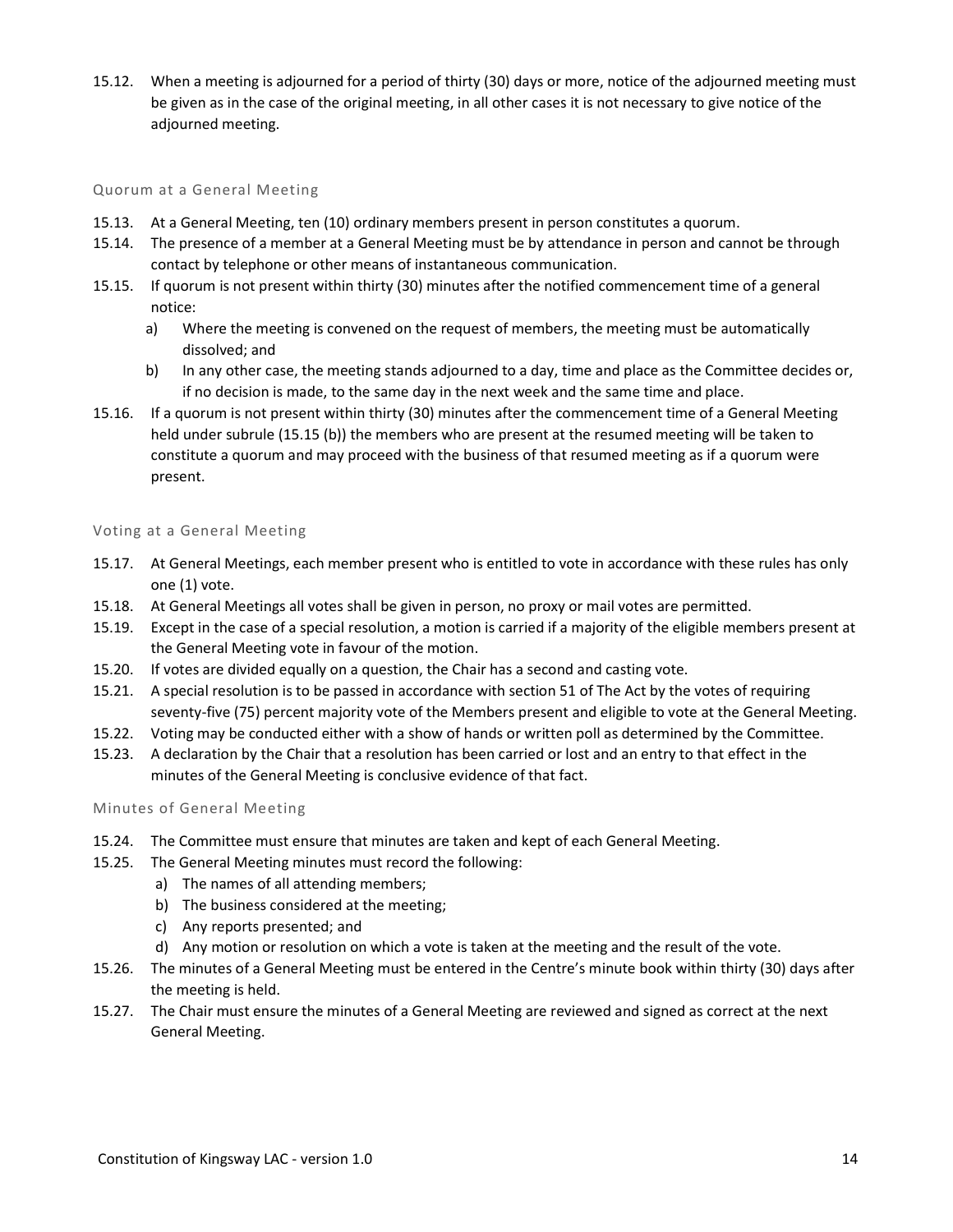15.12. When a meeting is adjourned for a period of thirty (30) days or more, notice of the adjourned meeting must be given as in the case of the original meeting, in all other cases it is not necessary to give notice of the adjourned meeting.

### Quorum at a General Meeting

15.13. At a General Meeting, ten (10) ordinary members present in person constitutes a quorum.

15.14. The presence of a member at a General Meeting must be by attendance in person and cannot be through contact by telephone or other means of instantaneous communication.

15.15. If quorum is not present within thirty (30) minutes after the notified commencement time of a general notice:

- a) Where the meeting is convened on the request of members, the meeting must be automatically dissolved; and
- b) In any other case, the meeting stands adjourned to a day, time and place as the Committee decides or, if no decision is made, to the same day in the next week and the same time and place.

15.16. If a quorum is not present within thirty (30) minutes after the commencement time of a General Meeting held under subrule (15.15 (b)) the members who are present at the resumed meeting will be taken to constitute a quorum and may proceed with the business of that resumed meeting as if a quorum were present.

### Voting at a General Meeting

15.17. At General Meetings, each member present who is entitled to vote in accordance with these rules has only one (1) vote.

15.18. At General Meetings all votes shall be given in person, no proxy or mail votes are permitted.

15.19. Except in the case of a special resolution, a motion is carried if a majority of the eligible members present at the General Meeting vote in favour of the motion.

15.20. If votes are divided equally on a question, the Chair has a second and casting vote.

15.21. A special resolution is to be passed in accordance with section 51 of The Act by the votes of requiring seventy-five (75) percent majority vote of the Members present and eligible to vote at the General Meeting.

15.22. Voting may be conducted either with a show of hands or written poll as determined by the Committee.

15.23. A declaration by the Chair that a resolution has been carried or lost and an entry to that effect in the minutes of the General Meeting is conclusive evidence of that fact.

### Minutes of General Meeting

15.24. The Committee must ensure that minutes are taken and kept of each General Meeting.

15.25. The General Meeting minutes must record the following:

- a) The names of all attending members;
- b) The business considered at the meeting;
- c) Any reports presented; and
- d) Any motion or resolution on which a vote is taken at the meeting and the result of the vote.

15.26. The minutes of a General Meeting must be entered in the Centre's minute book within thirty (30) days after the meeting is held.

15.27. The Chair must ensure the minutes of a General Meeting are reviewed and signed as correct at the next General Meeting.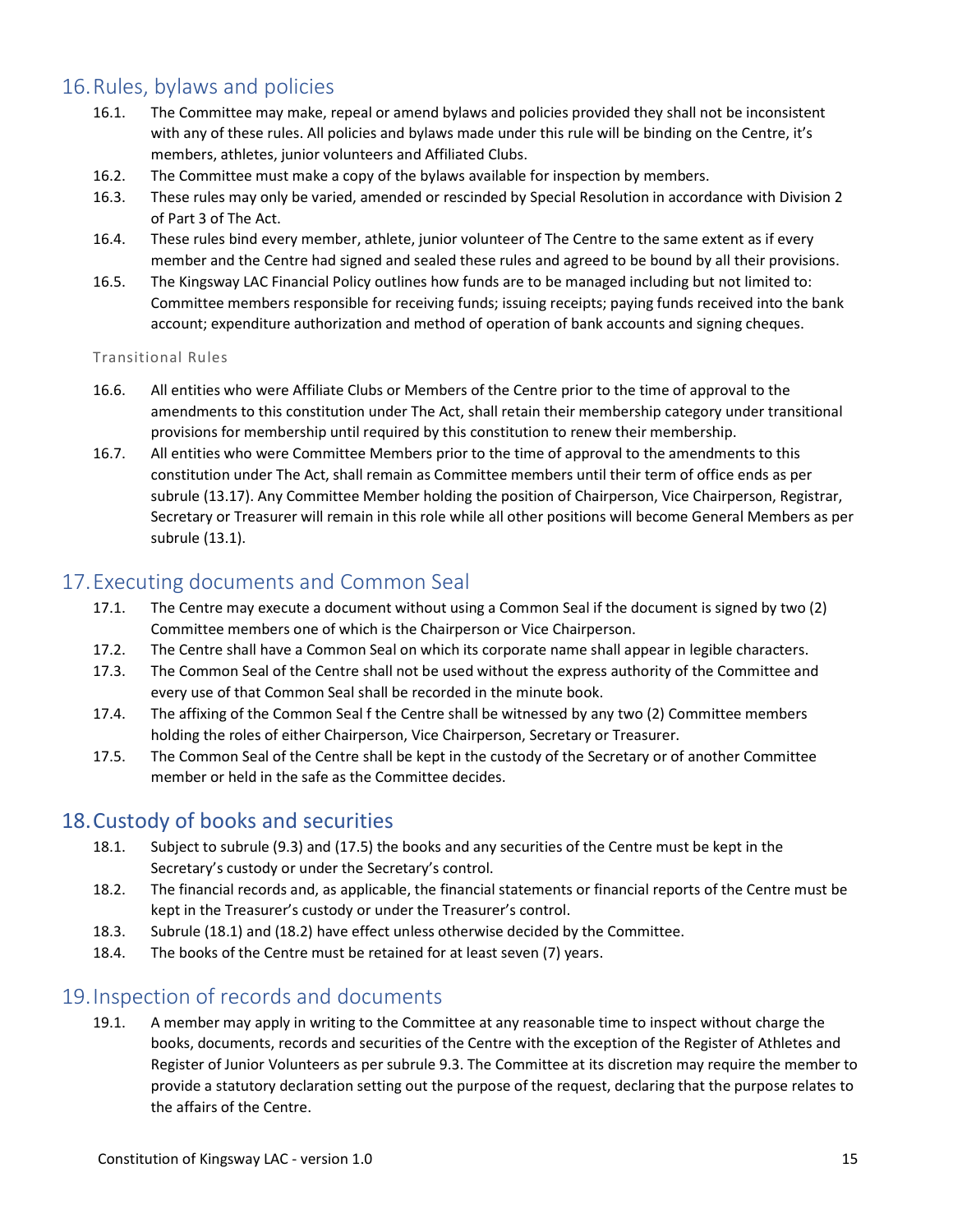## 16. Rules, bylaws and policies

16.1. The Committee may make, repeal or amend bylaws and policies provided they shall not be inconsistent with any of these rules. All policies and bylaws made under this rule will be binding on the Centre, it's members, athletes, junior volunteers and Affiliated Clubs.

16.2. The Committee must make a copy of the bylaws available for inspection by members.

16.3. These rules may only be varied, amended or rescinded by Special Resolution in accordance with Division 2 of Part 3 of The Act.

16.4. These rules bind every member, athlete, junior volunteer of The Centre to the same extent as if every member and the Centre had signed and sealed these rules and agreed to be bound by all their provisions.

16.5. The Kingsway LAC Financial Policy outlines how funds are to be managed including but not limited to: Committee members responsible for receiving funds; issuing receipts; paying funds received into the bank account; expenditure authorization and method of operation of bank accounts and signing cheques.

### Transitional Rules

16.6. All entities who were Affiliate Clubs or Members of the Centre prior to the time of approval to the amendments to this constitution under The Act, shall retain their membership category under transitional provisions for membership until required by this constitution to renew their membership.

16.7. All entities who were Committee Members prior to the time of approval to the amendments to this constitution under The Act, shall remain as Committee members until their term of office ends as per subrule (13.17). Any Committee Member holding the position of Chairperson, Vice Chairperson, Registrar, Secretary or Treasurer will remain in this role while all other positions will become General Members as per subrule (13.1).

## 17. Executing documents and Common Seal

17.1. The Centre may execute a document without using a Common Seal if the document is signed by two (2) Committee members one of which is the Chairperson or Vice Chairperson.

17.2. The Centre shall have a Common Seal on which its corporate name shall appear in legible characters.

17.3. The Common Seal of the Centre shall not be used without the express authority of the Committee and every use of that Common Seal shall be recorded in the minute book.

17.4. The affixing of the Common Seal f the Centre shall be witnessed by any two (2) Committee members holding the roles of either Chairperson, Vice Chairperson, Secretary or Treasurer.

17.5. The Common Seal of the Centre shall be kept in the custody of the Secretary or of another Committee member or held in the safe as the Committee decides.

## 18. Custody of books and securities

18.1. Subject to subrule (9.3) and (17.5) the books and any securities of the Centre must be kept in the Secretary's custody or under the Secretary's control.

18.2. The financial records and, as applicable, the financial statements or financial reports of the Centre must be kept in the Treasurer's custody or under the Treasurer's control.

18.3. Subrule (18.1) and (18.2) have effect unless otherwise decided by the Committee.

18.4. The books of the Centre must be retained for at least seven (7) years.

## 19. Inspection of records and documents

19.1. A member may apply in writing to the Committee at any reasonable time to inspect without charge the books, documents, records and securities of the Centre with the exception of the Register of Athletes and Register of Junior Volunteers as per subrule 9.3. The Committee at its discretion may require the member to provide a statutory declaration setting out the purpose of the request, declaring that the purpose relates to the affairs of the Centre.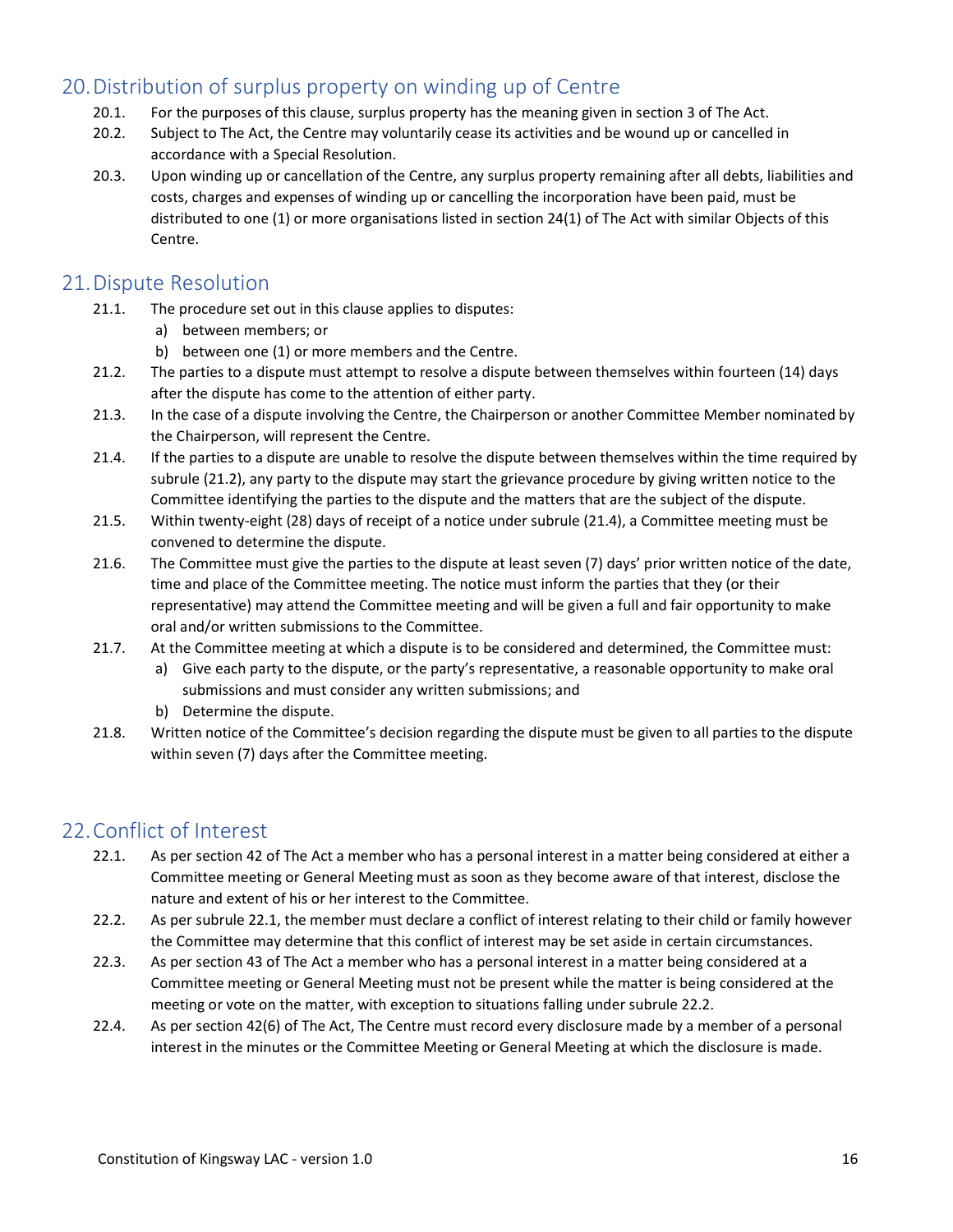## 20. Distribution of surplus property on winding up of Centre

20.1. For the purposes of this clause, surplus property has the meaning given in section 3 of The Act.

20.2. Subject to The Act, the Centre may voluntarily cease its activities and be wound up or cancelled in accordance with a Special Resolution.

20.3. Upon winding up or cancellation of the Centre, any surplus property remaining after all debts, liabilities and costs, charges and expenses of winding up or cancelling the incorporation have been paid, must be distributed to one (1) or more organisations listed in section 24(1) of The Act with similar Objects of this Centre.

## 21. Dispute Resolution

21.1. The procedure set out in this clause applies to disputes:

a) between members; or
b) between one (1) or more members and the Centre.

21.2. The parties to a dispute must attempt to resolve a dispute between themselves within fourteen (14) days after the dispute has come to the attention of either party.

21.3. In the case of a dispute involving the Centre, the Chairperson or another Committee Member nominated by the Chairperson, will represent the Centre.

21.4. If the parties to a dispute are unable to resolve the dispute between themselves within the time required by subrule (21.2), any party to the dispute may start the grievance procedure by giving written notice to the Committee identifying the parties to the dispute and the matters that are the subject of the dispute.

21.5. Within twenty-eight (28) days of receipt of a notice under subrule (21.4), a Committee meeting must be convened to determine the dispute.

21.6. The Committee must give the parties to the dispute at least seven (7) days' prior written notice of the date, time and place of the Committee meeting. The notice must inform the parties that they (or their representative) may attend the Committee meeting and will be given a full and fair opportunity to make oral and/or written submissions to the Committee.

21.7. At the Committee meeting at which a dispute is to be considered and determined, the Committee must:

a) Give each party to the dispute, or the party's representative, a reasonable opportunity to make oral submissions and must consider any written submissions; and
b) Determine the dispute.

21.8. Written notice of the Committee's decision regarding the dispute must be given to all parties to the dispute within seven (7) days after the Committee meeting.

## 22. Conflict of Interest

22.1. As per section 42 of The Act a member who has a personal interest in a matter being considered at either a Committee meeting or General Meeting must as soon as they become aware of that interest, disclose the nature and extent of his or her interest to the Committee.

22.2. As per subrule 22.1, the member must declare a conflict of interest relating to their child or family however the Committee may determine that this conflict of interest may be set aside in certain circumstances.

22.3. As per section 43 of The Act a member who has a personal interest in a matter being considered at a Committee meeting or General Meeting must not be present while the matter is being considered at the meeting or vote on the matter, with exception to situations falling under subrule 22.2.

22.4. As per section 42(6) of The Act, The Centre must record every disclosure made by a member of a personal interest in the minutes or the Committee Meeting or General Meeting at which the disclosure is made.